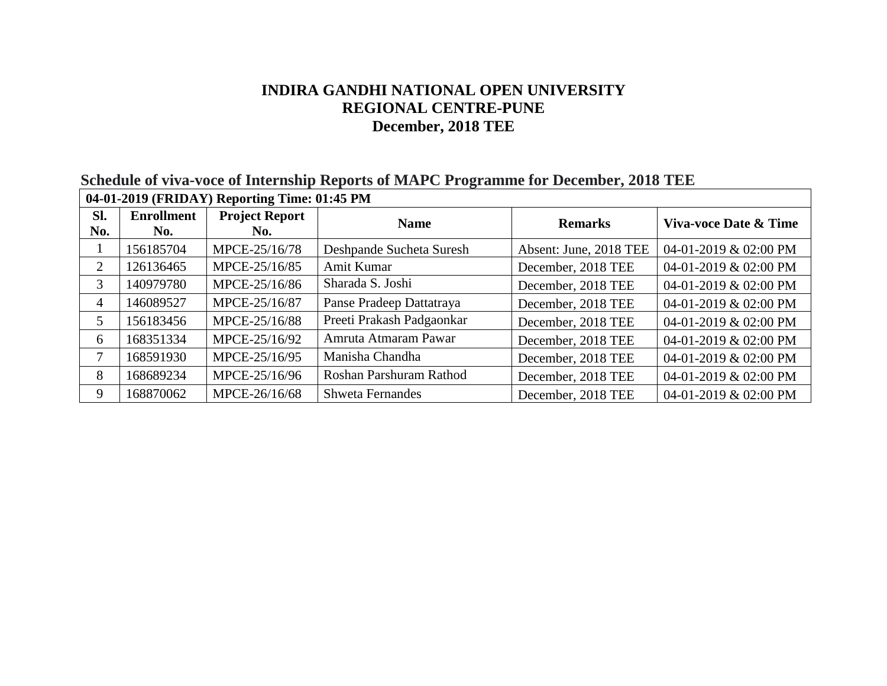# INDIRA GANDHI NATIONAL OPEN UNIVERSITY
# REGIONAL CENTRE-PUNE
# December, 2018 TEE

## Schedule of viva-voce of Internship Reports of MAPC Programme for December, 2018 TEE

| **04-01-2019 (FRIDAY) Reporting Time: 01:45 PM** | | | | | |
|---|---|---|---|---|---|
| **Sl. No.** | **Enrollment No.** | **Project Report No.** | **Name** | **Remarks** | **Viva-voce Date & Time** |
| 1 | 156185704 | MPCE-25/16/78 | Deshpande Sucheta Suresh | Absent: June, 2018 TEE | 04-01-2019 & 02:00 PM |
| 2 | 126136465 | MPCE-25/16/85 | Amit Kumar | December, 2018 TEE | 04-01-2019 & 02:00 PM |
| 3 | 140979780 | MPCE-25/16/86 | Sharada S. Joshi | December, 2018 TEE | 04-01-2019 & 02:00 PM |
| 4 | 146089527 | MPCE-25/16/87 | Panse Pradeep Dattatraya | December, 2018 TEE | 04-01-2019 & 02:00 PM |
| 5 | 156183456 | MPCE-25/16/88 | Preeti Prakash Padgaonkar | December, 2018 TEE | 04-01-2019 & 02:00 PM |
| 6 | 168351334 | MPCE-25/16/92 | Amruta Atmaram Pawar | December, 2018 TEE | 04-01-2019 & 02:00 PM |
| 7 | 168591930 | MPCE-25/16/95 | Manisha Chandha | December, 2018 TEE | 04-01-2019 & 02:00 PM |
| 8 | 168689234 | MPCE-25/16/96 | Roshan Parshuram Rathod | December, 2018 TEE | 04-01-2019 & 02:00 PM |
| 9 | 168870062 | MPCE-26/16/68 | Shweta Fernandes | December, 2018 TEE | 04-01-2019 & 02:00 PM |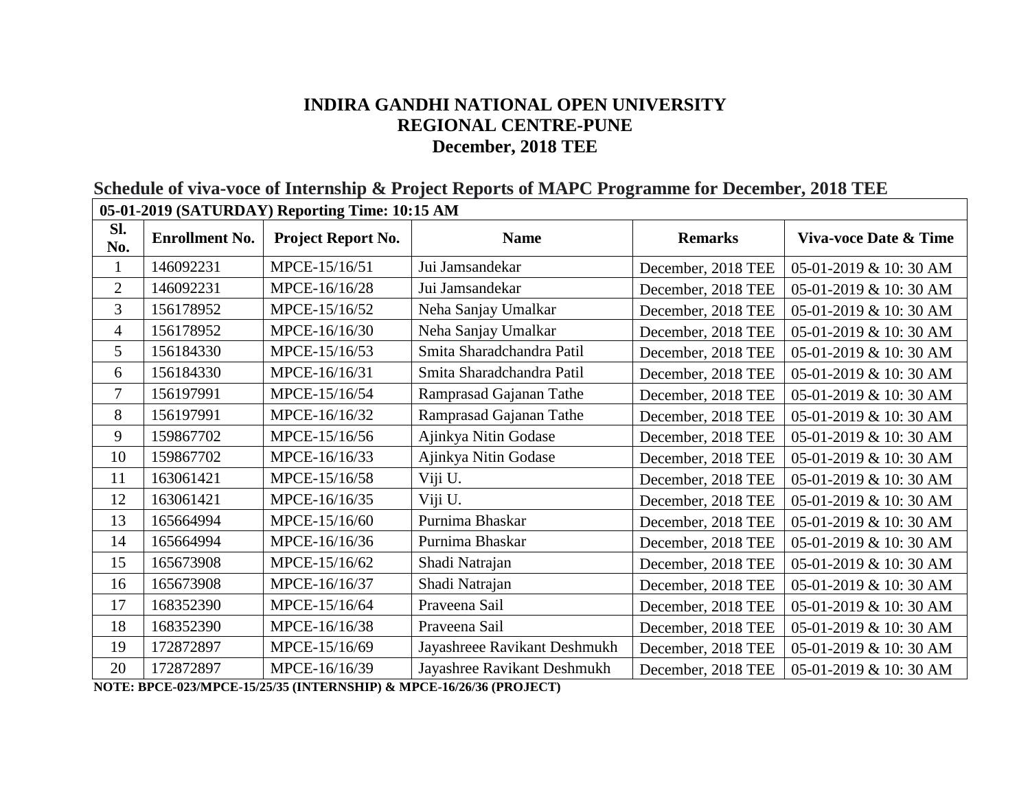**INDIRA GANDHI NATIONAL OPEN UNIVERSITY**
**REGIONAL CENTRE-PUNE**
**December, 2018 TEE**

## Schedule of viva-voce of Internship & Project Reports of MAPC Programme for December, 2018 TEE

| **05-01-2019 (SATURDAY) Reporting Time: 10:15 AM** | | | | | |
|---|---|---|---|---|---|
| **Sl. No.** | **Enrollment No.** | **Project Report No.** | **Name** | **Remarks** | **Viva-voce Date & Time** |
| 1 | 146092231 | MPCE-15/16/51 | Jui Jamsandekar | December, 2018 TEE | 05-01-2019 & 10: 30 AM |
| 2 | 146092231 | MPCE-16/16/28 | Jui Jamsandekar | December, 2018 TEE | 05-01-2019 & 10: 30 AM |
| 3 | 156178952 | MPCE-15/16/52 | Neha Sanjay Umalkar | December, 2018 TEE | 05-01-2019 & 10: 30 AM |
| 4 | 156178952 | MPCE-16/16/30 | Neha Sanjay Umalkar | December, 2018 TEE | 05-01-2019 & 10: 30 AM |
| 5 | 156184330 | MPCE-15/16/53 | Smita Sharadchandra Patil | December, 2018 TEE | 05-01-2019 & 10: 30 AM |
| 6 | 156184330 | MPCE-16/16/31 | Smita Sharadchandra Patil | December, 2018 TEE | 05-01-2019 & 10: 30 AM |
| 7 | 156197991 | MPCE-15/16/54 | Ramprasad Gajanan Tathe | December, 2018 TEE | 05-01-2019 & 10: 30 AM |
| 8 | 156197991 | MPCE-16/16/32 | Ramprasad Gajanan Tathe | December, 2018 TEE | 05-01-2019 & 10: 30 AM |
| 9 | 159867702 | MPCE-15/16/56 | Ajinkya Nitin Godase | December, 2018 TEE | 05-01-2019 & 10: 30 AM |
| 10 | 159867702 | MPCE-16/16/33 | Ajinkya Nitin Godase | December, 2018 TEE | 05-01-2019 & 10: 30 AM |
| 11 | 163061421 | MPCE-15/16/58 | Viji U. | December, 2018 TEE | 05-01-2019 & 10: 30 AM |
| 12 | 163061421 | MPCE-16/16/35 | Viji U. | December, 2018 TEE | 05-01-2019 & 10: 30 AM |
| 13 | 165664994 | MPCE-15/16/60 | Purnima Bhaskar | December, 2018 TEE | 05-01-2019 & 10: 30 AM |
| 14 | 165664994 | MPCE-16/16/36 | Purnima Bhaskar | December, 2018 TEE | 05-01-2019 & 10: 30 AM |
| 15 | 165673908 | MPCE-15/16/62 | Shadi Natrajan | December, 2018 TEE | 05-01-2019 & 10: 30 AM |
| 16 | 165673908 | MPCE-16/16/37 | Shadi Natrajan | December, 2018 TEE | 05-01-2019 & 10: 30 AM |
| 17 | 168352390 | MPCE-15/16/64 | Praveena Sail | December, 2018 TEE | 05-01-2019 & 10: 30 AM |
| 18 | 168352390 | MPCE-16/16/38 | Praveena Sail | December, 2018 TEE | 05-01-2019 & 10: 30 AM |
| 19 | 172872897 | MPCE-15/16/69 | Jayashreee Ravikant Deshmukh | December, 2018 TEE | 05-01-2019 & 10: 30 AM |
| 20 | 172872897 | MPCE-16/16/39 | Jayashree Ravikant Deshmukh | December, 2018 TEE | 05-01-2019 & 10: 30 AM |

**NOTE: BPCE-023/MPCE-15/25/35 (INTERNSHIP) & MPCE-16/26/36 (PROJECT)**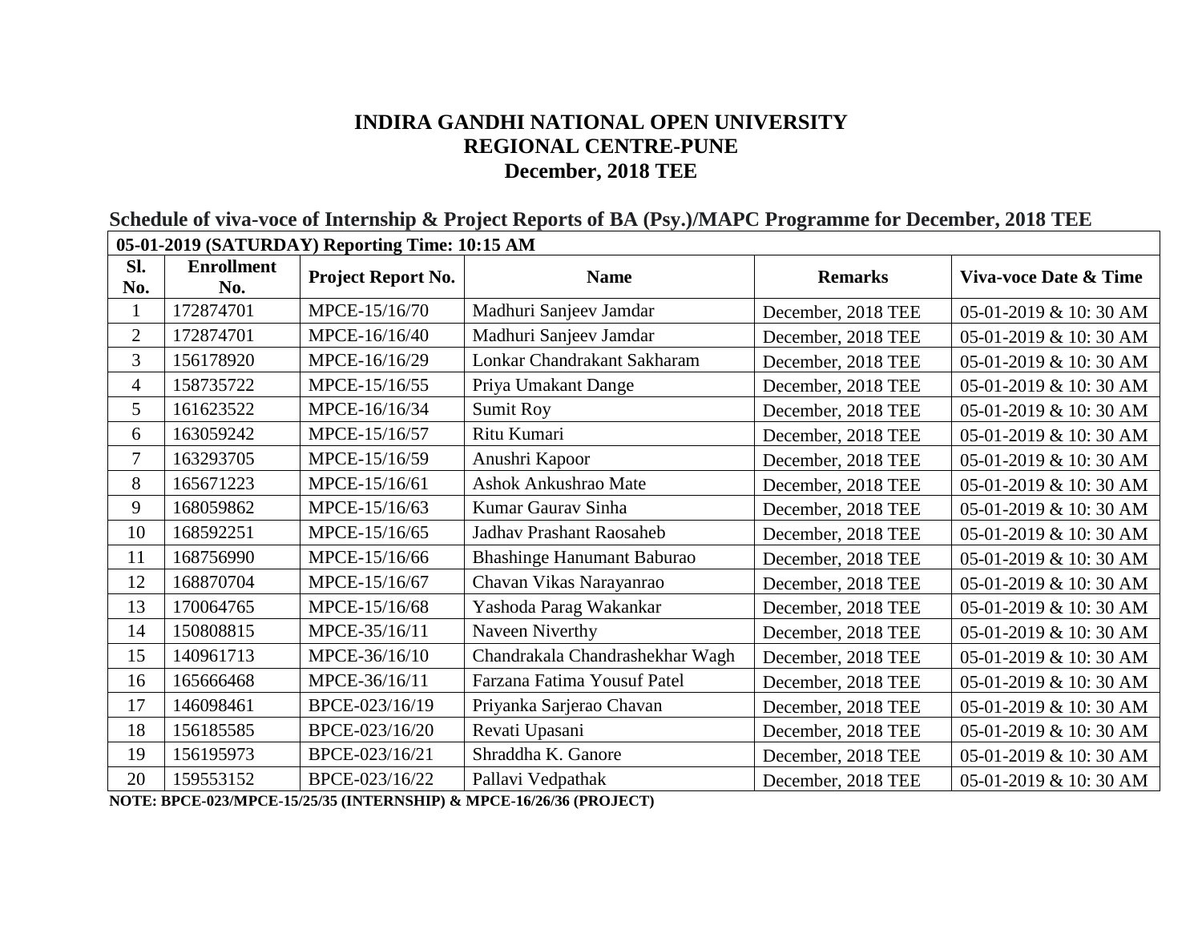# INDIRA GANDHI NATIONAL OPEN UNIVERSITY
## REGIONAL CENTRE-PUNE
## December, 2018 TEE

### Schedule of viva-voce of Internship & Project Reports of BA (Psy.)/MAPC Programme for December, 2018 TEE

**05-01-2019 (SATURDAY) Reporting Time: 10:15 AM**

| Sl. No. | Enrollment No. | Project Report No. | Name | Remarks | Viva-voce Date & Time |
|---|---|---|---|---|---|
| 1 | 172874701 | MPCE-15/16/70 | Madhuri Sanjeev Jamdar | December, 2018 TEE | 05-01-2019 & 10: 30 AM |
| 2 | 172874701 | MPCE-16/16/40 | Madhuri Sanjeev Jamdar | December, 2018 TEE | 05-01-2019 & 10: 30 AM |
| 3 | 156178920 | MPCE-16/16/29 | Lonkar Chandrakant Sakharam | December, 2018 TEE | 05-01-2019 & 10: 30 AM |
| 4 | 158735722 | MPCE-15/16/55 | Priya Umakant Dange | December, 2018 TEE | 05-01-2019 & 10: 30 AM |
| 5 | 161623522 | MPCE-16/16/34 | Sumit Roy | December, 2018 TEE | 05-01-2019 & 10: 30 AM |
| 6 | 163059242 | MPCE-15/16/57 | Ritu Kumari | December, 2018 TEE | 05-01-2019 & 10: 30 AM |
| 7 | 163293705 | MPCE-15/16/59 | Anushri Kapoor | December, 2018 TEE | 05-01-2019 & 10: 30 AM |
| 8 | 165671223 | MPCE-15/16/61 | Ashok Ankushrao Mate | December, 2018 TEE | 05-01-2019 & 10: 30 AM |
| 9 | 168059862 | MPCE-15/16/63 | Kumar Gaurav Sinha | December, 2018 TEE | 05-01-2019 & 10: 30 AM |
| 10 | 168592251 | MPCE-15/16/65 | Jadhav Prashant Raosaheb | December, 2018 TEE | 05-01-2019 & 10: 30 AM |
| 11 | 168756990 | MPCE-15/16/66 | Bhashinge Hanumant Baburao | December, 2018 TEE | 05-01-2019 & 10: 30 AM |
| 12 | 168870704 | MPCE-15/16/67 | Chavan Vikas Narayanrao | December, 2018 TEE | 05-01-2019 & 10: 30 AM |
| 13 | 170064765 | MPCE-15/16/68 | Yashoda Parag Wakankar | December, 2018 TEE | 05-01-2019 & 10: 30 AM |
| 14 | 150808815 | MPCE-35/16/11 | Naveen Niverthy | December, 2018 TEE | 05-01-2019 & 10: 30 AM |
| 15 | 140961713 | MPCE-36/16/10 | Chandrakala Chandrashekhar Wagh | December, 2018 TEE | 05-01-2019 & 10: 30 AM |
| 16 | 165666468 | MPCE-36/16/11 | Farzana Fatima Yousuf Patel | December, 2018 TEE | 05-01-2019 & 10: 30 AM |
| 17 | 146098461 | BPCE-023/16/19 | Priyanka Sarjerao Chavan | December, 2018 TEE | 05-01-2019 & 10: 30 AM |
| 18 | 156185585 | BPCE-023/16/20 | Revati Upasani | December, 2018 TEE | 05-01-2019 & 10: 30 AM |
| 19 | 156195973 | BPCE-023/16/21 | Shraddha K. Ganore | December, 2018 TEE | 05-01-2019 & 10: 30 AM |
| 20 | 159553152 | BPCE-023/16/22 | Pallavi Vedpathak | December, 2018 TEE | 05-01-2019 & 10: 30 AM |

**NOTE: BPCE-023/MPCE-15/25/35 (INTERNSHIP) & MPCE-16/26/36 (PROJECT)**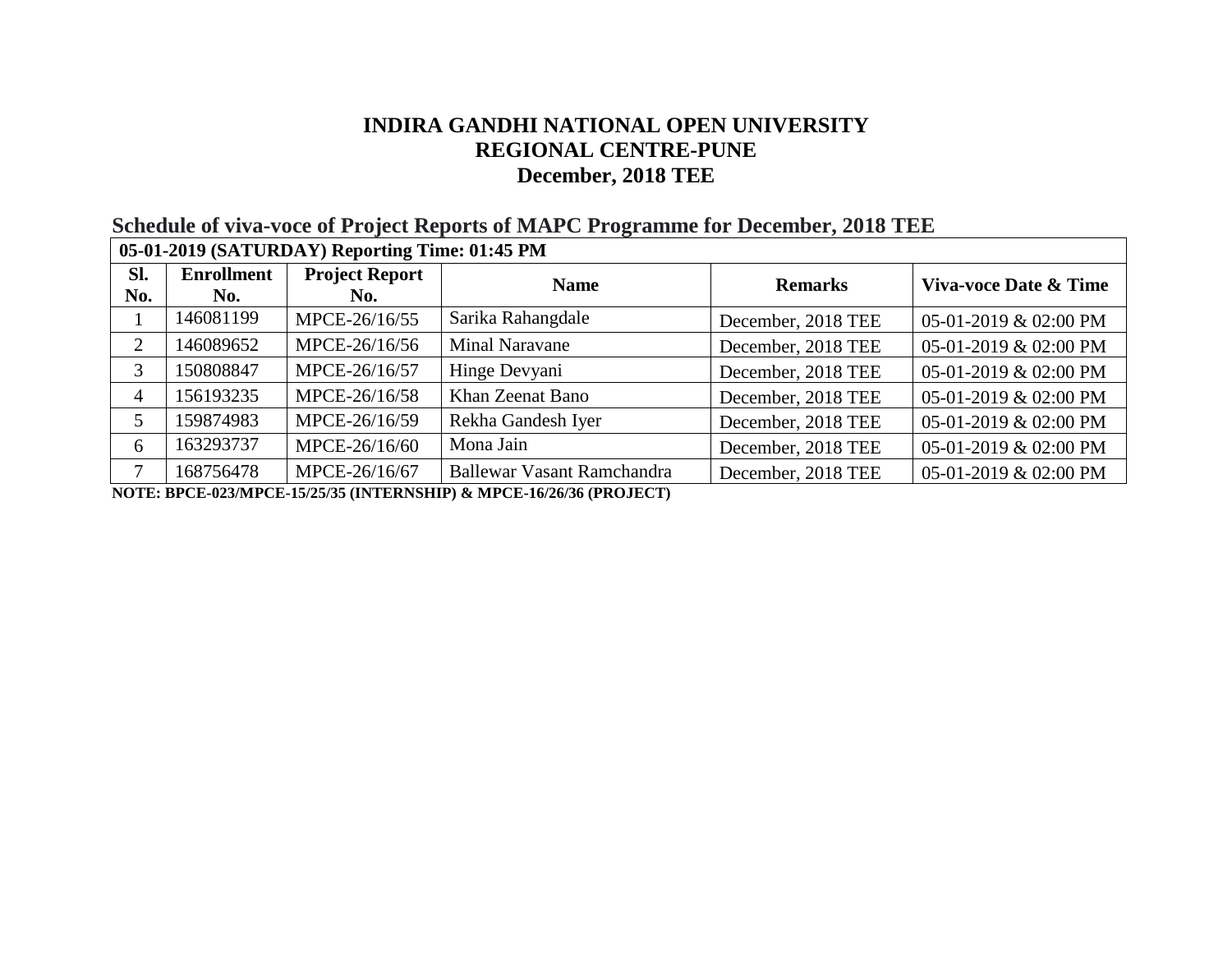**INDIRA GANDHI NATIONAL OPEN UNIVERSITY**
**REGIONAL CENTRE-PUNE**
**December, 2018 TEE**

## Schedule of viva-voce of Project Reports of MAPC Programme for December, 2018 TEE

| 05-01-2019 (SATURDAY) Reporting Time: 01:45 PM | | | | | |
|---|---|---|---|---|---|
| **Sl. No.** | **Enrollment No.** | **Project Report No.** | **Name** | **Remarks** | **Viva-voce Date & Time** |
| 1 | 146081199 | MPCE-26/16/55 | Sarika Rahangdale | December, 2018 TEE | 05-01-2019 & 02:00 PM |
| 2 | 146089652 | MPCE-26/16/56 | Minal Naravane | December, 2018 TEE | 05-01-2019 & 02:00 PM |
| 3 | 150808847 | MPCE-26/16/57 | Hinge Devyani | December, 2018 TEE | 05-01-2019 & 02:00 PM |
| 4 | 156193235 | MPCE-26/16/58 | Khan Zeenat Bano | December, 2018 TEE | 05-01-2019 & 02:00 PM |
| 5 | 159874983 | MPCE-26/16/59 | Rekha Gandesh Iyer | December, 2018 TEE | 05-01-2019 & 02:00 PM |
| 6 | 163293737 | MPCE-26/16/60 | Mona Jain | December, 2018 TEE | 05-01-2019 & 02:00 PM |
| 7 | 168756478 | MPCE-26/16/67 | Ballewar Vasant Ramchandra | December, 2018 TEE | 05-01-2019 & 02:00 PM |

**NOTE: BPCE-023/MPCE-15/25/35 (INTERNSHIP) & MPCE-16/26/36 (PROJECT)**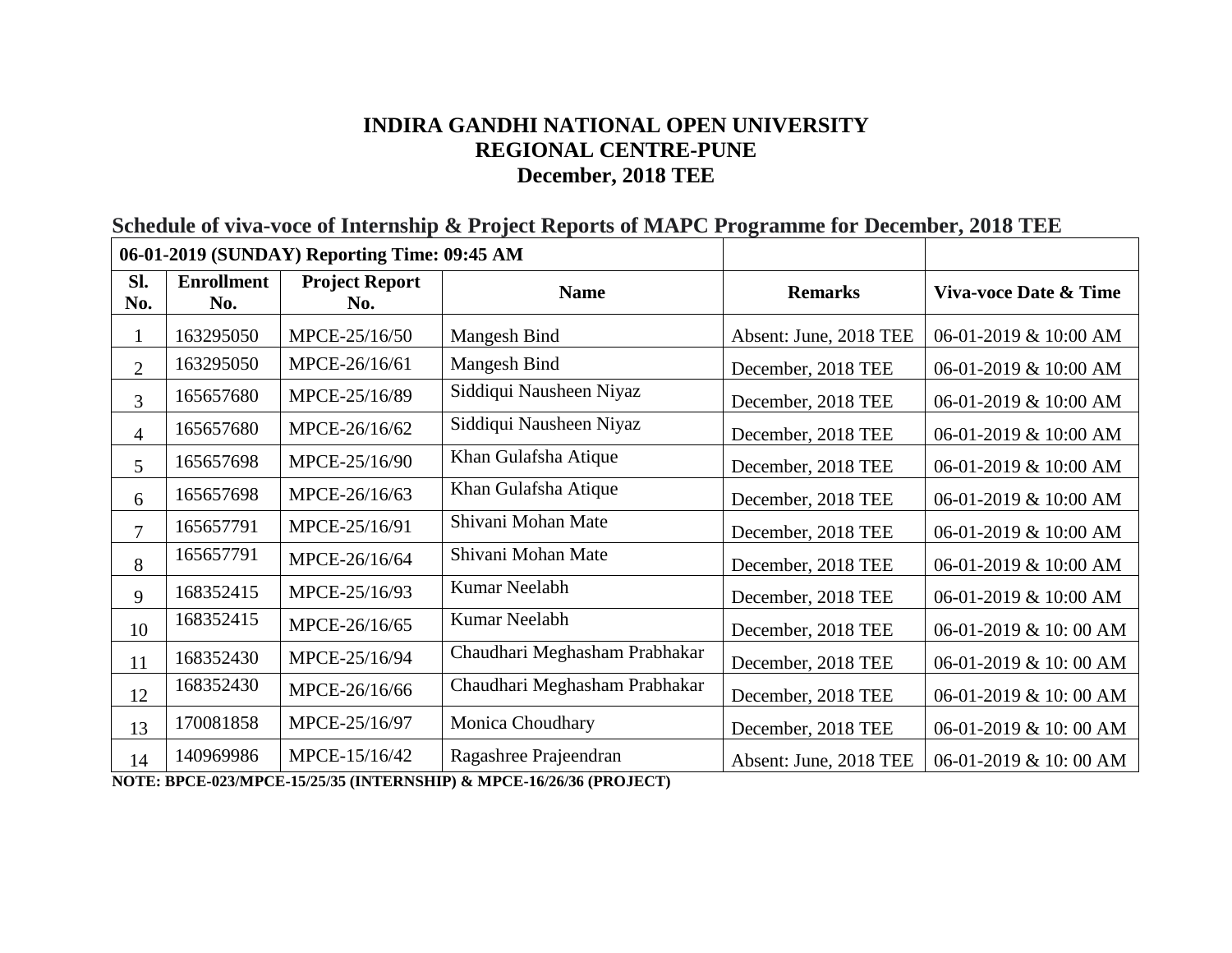**INDIRA GANDHI NATIONAL OPEN UNIVERSITY**
**REGIONAL CENTRE-PUNE**
**December, 2018 TEE**

## Schedule of viva-voce of Internship & Project Reports of MAPC Programme for December, 2018 TEE

| 06-01-2019 (SUNDAY) Reporting Time: 09:45 AM | | | | | |
|---|---|---|---|---|---|
| **Sl. No.** | **Enrollment No.** | **Project Report No.** | **Name** | **Remarks** | **Viva-voce Date & Time** |
| 1 | 163295050 | MPCE-25/16/50 | Mangesh Bind | Absent: June, 2018 TEE | 06-01-2019 & 10:00 AM |
| 2 | 163295050 | MPCE-26/16/61 | Mangesh Bind | December, 2018 TEE | 06-01-2019 & 10:00 AM |
| 3 | 165657680 | MPCE-25/16/89 | Siddiqui Nausheen Niyaz | December, 2018 TEE | 06-01-2019 & 10:00 AM |
| 4 | 165657680 | MPCE-26/16/62 | Siddiqui Nausheen Niyaz | December, 2018 TEE | 06-01-2019 & 10:00 AM |
| 5 | 165657698 | MPCE-25/16/90 | Khan Gulafsha Atique | December, 2018 TEE | 06-01-2019 & 10:00 AM |
| 6 | 165657698 | MPCE-26/16/63 | Khan Gulafsha Atique | December, 2018 TEE | 06-01-2019 & 10:00 AM |
| 7 | 165657791 | MPCE-25/16/91 | Shivani Mohan Mate | December, 2018 TEE | 06-01-2019 & 10:00 AM |
| 8 | 165657791 | MPCE-26/16/64 | Shivani Mohan Mate | December, 2018 TEE | 06-01-2019 & 10:00 AM |
| 9 | 168352415 | MPCE-25/16/93 | Kumar Neelabh | December, 2018 TEE | 06-01-2019 & 10:00 AM |
| 10 | 168352415 | MPCE-26/16/65 | Kumar Neelabh | December, 2018 TEE | 06-01-2019 & 10: 00 AM |
| 11 | 168352430 | MPCE-25/16/94 | Chaudhari Meghasham Prabhakar | December, 2018 TEE | 06-01-2019 & 10: 00 AM |
| 12 | 168352430 | MPCE-26/16/66 | Chaudhari Meghasham Prabhakar | December, 2018 TEE | 06-01-2019 & 10: 00 AM |
| 13 | 170081858 | MPCE-25/16/97 | Monica Choudhary | December, 2018 TEE | 06-01-2019 & 10: 00 AM |
| 14 | 140969986 | MPCE-15/16/42 | Ragashree Prajeendran | Absent: June, 2018 TEE | 06-01-2019 & 10: 00 AM |

**NOTE: BPCE-023/MPCE-15/25/35 (INTERNSHIP) & MPCE-16/26/36 (PROJECT)**